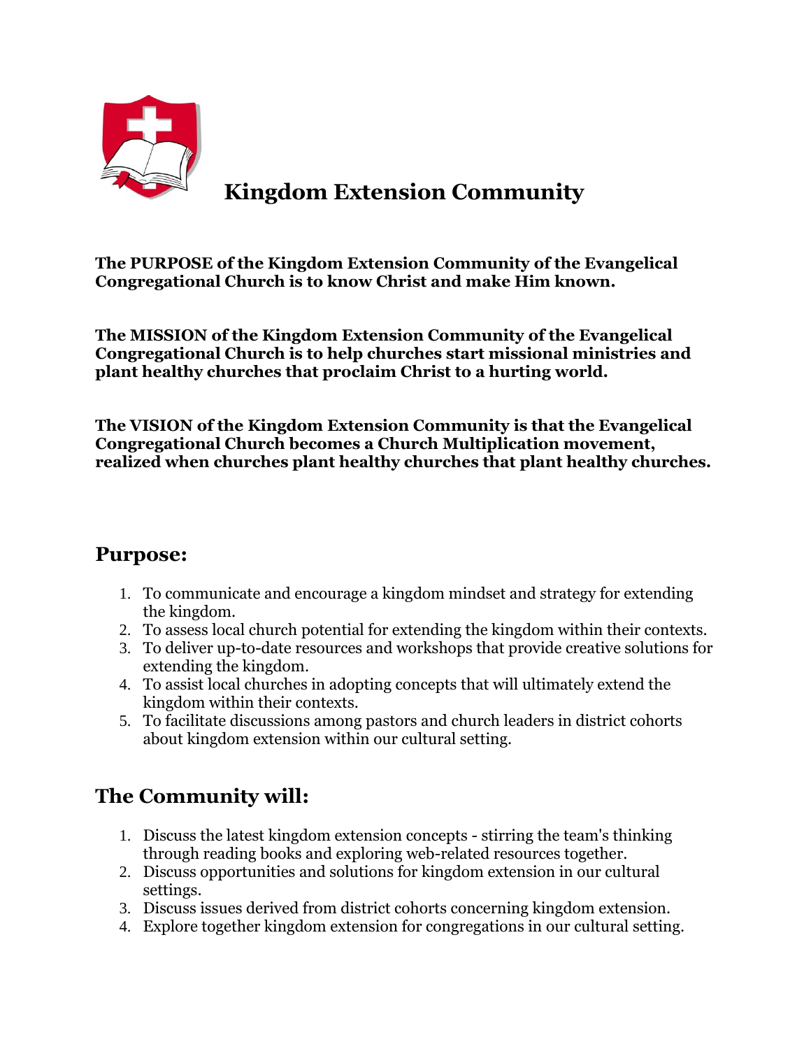# Kingdom Extension Community

**The PURPOSE of the Kingdom Extension Community of the Evangelical Congregational Church is to know Christ and make Him known.**

**The MISSION of the Kingdom Extension Community of the Evangelical Congregational Church is to help churches start missional ministries and plant healthy churches that proclaim Christ to a hurting world.**

**The VISION of the Kingdom Extension Community is that the Evangelical Congregational Church becomes a Church Multiplication movement, realized when churches plant healthy churches that plant healthy churches.**

## Purpose:

1. To communicate and encourage a kingdom mindset and strategy for extending the kingdom.
2. To assess local church potential for extending the kingdom within their contexts.
3. To deliver up-to-date resources and workshops that provide creative solutions for extending the kingdom.
4. To assist local churches in adopting concepts that will ultimately extend the kingdom within their contexts.
5. To facilitate discussions among pastors and church leaders in district cohorts about kingdom extension within our cultural setting.

## The Community will:

1. Discuss the latest kingdom extension concepts - stirring the team's thinking through reading books and exploring web-related resources together.
2. Discuss opportunities and solutions for kingdom extension in our cultural settings.
3. Discuss issues derived from district cohorts concerning kingdom extension.
4. Explore together kingdom extension for congregations in our cultural setting.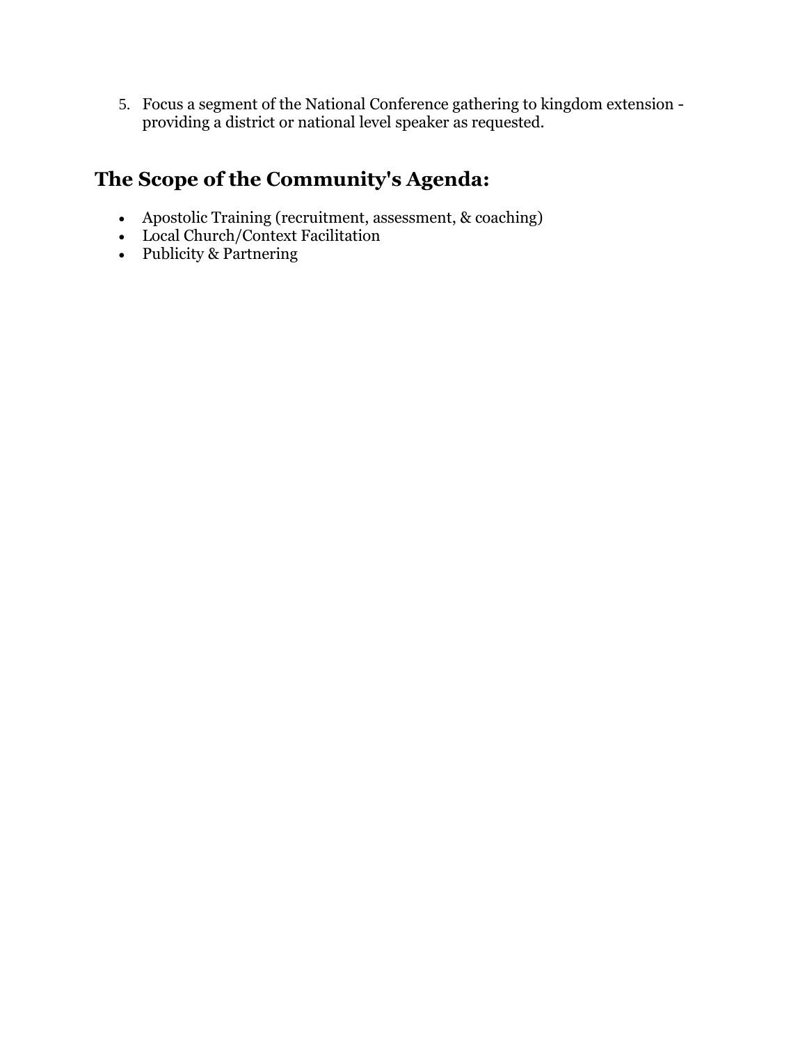5. Focus a segment of the National Conference gathering to kingdom extension - providing a district or national level speaker as requested.

## The Scope of the Community's Agenda:

- Apostolic Training (recruitment, assessment, & coaching)
- Local Church/Context Facilitation
- Publicity & Partnering